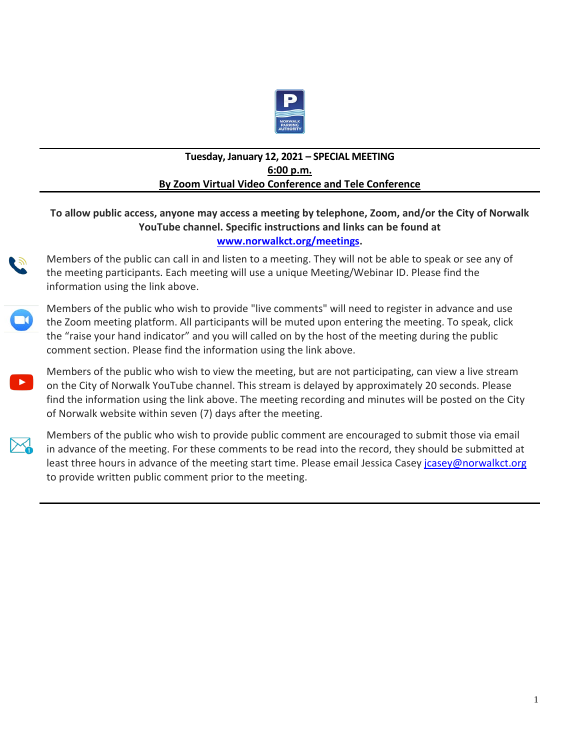NORWALK PARKING AUTHORITY

**Tuesday, January 12, 2021 – SPECIAL MEETING**

**6:00 p.m.**

**By Zoom Virtual Video Conference and Tele Conference**

---

**To allow public access, anyone may access a meeting by telephone, Zoom, and/or the City of Norwalk YouTube channel. Specific instructions and links can be found at [www.norwalkct.org/meetings](www.norwalkct.org/meetings).**

Members of the public can call in and listen to a meeting. They will not be able to speak or see any of the meeting participants. Each meeting will use a unique Meeting/Webinar ID. Please find the information using the link above.

Members of the public who wish to provide "live comments" will need to register in advance and use the Zoom meeting platform. All participants will be muted upon entering the meeting. To speak, click the "raise your hand indicator" and you will called on by the host of the meeting during the public comment section. Please find the information using the link above.

Members of the public who wish to view the meeting, but are not participating, can view a live stream on the City of Norwalk YouTube channel. This stream is delayed by approximately 20 seconds. Please find the information using the link above. The meeting recording and minutes will be posted on the City of Norwalk website within seven (7) days after the meeting.

Members of the public who wish to provide public comment are encouraged to submit those via email in advance of the meeting. For these comments to be read into the record, they should be submitted at least three hours in advance of the meeting start time. Please email Jessica Casey [jcasey@norwalkct.org](mailto:jcasey@norwalkct.org) to provide written public comment prior to the meeting.

---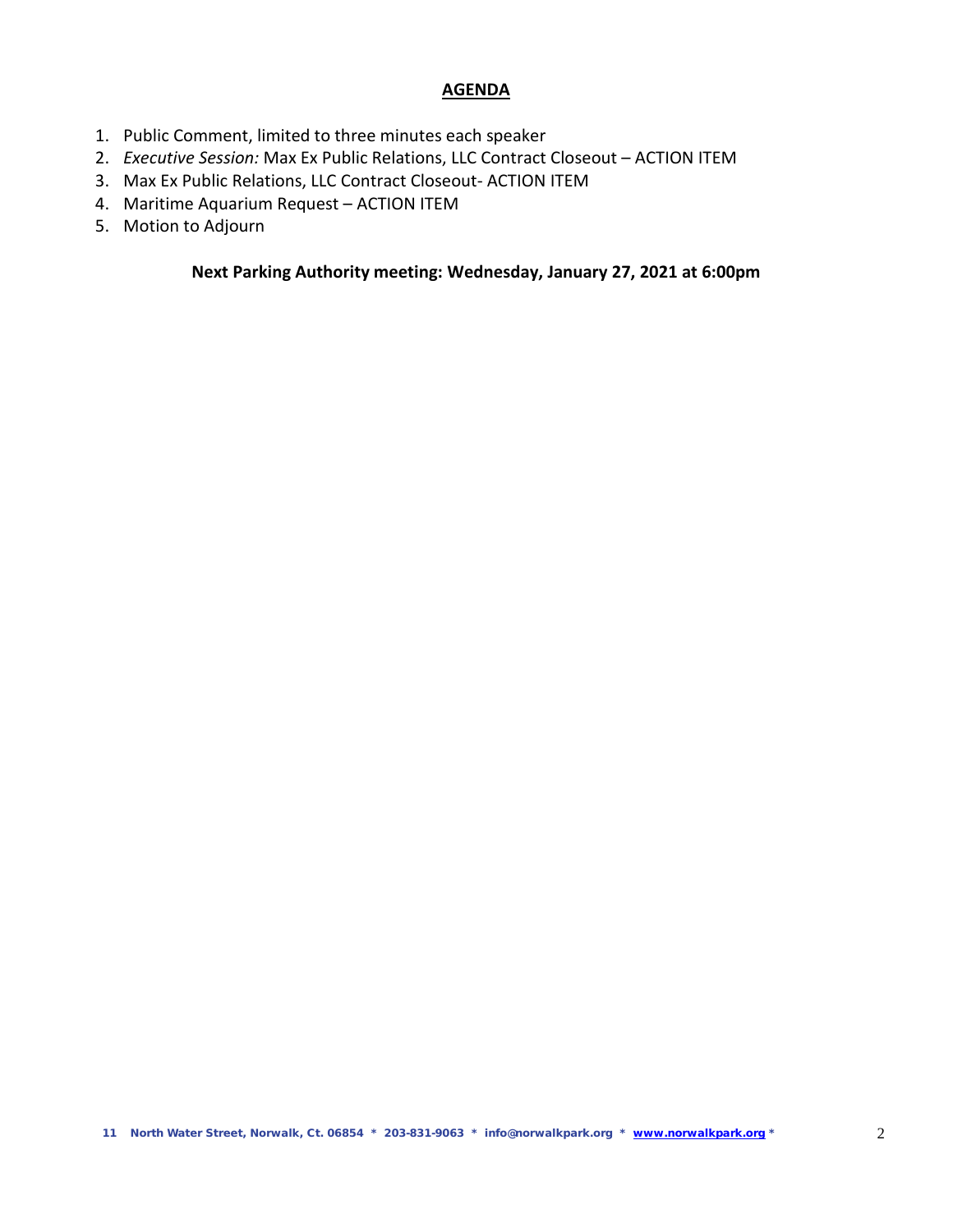## AGENDA

1. Public Comment, limited to three minutes each speaker
2. *Executive Session:* Max Ex Public Relations, LLC Contract Closeout – ACTION ITEM
3. Max Ex Public Relations, LLC Contract Closeout- ACTION ITEM
4. Maritime Aquarium Request – ACTION ITEM
5. Motion to Adjourn

**Next Parking Authority meeting: Wednesday, January 27, 2021 at 6:00pm**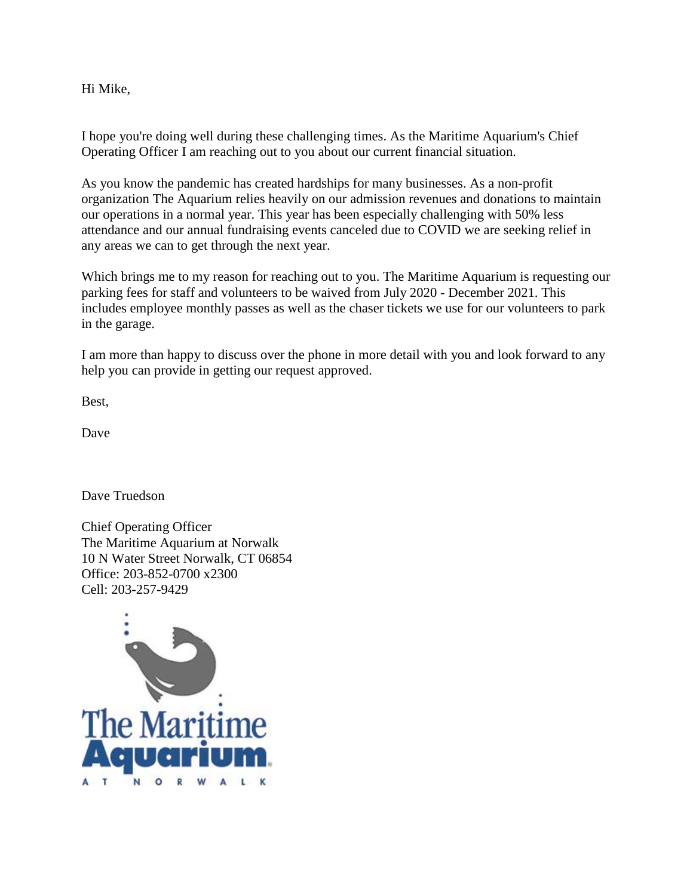Hi Mike,

I hope you're doing well during these challenging times. As the Maritime Aquarium's Chief Operating Officer I am reaching out to you about our current financial situation.

As you know the pandemic has created hardships for many businesses. As a non-profit organization The Aquarium relies heavily on our admission revenues and donations to maintain our operations in a normal year. This year has been especially challenging with 50% less attendance and our annual fundraising events canceled due to COVID we are seeking relief in any areas we can to get through the next year.

Which brings me to my reason for reaching out to you. The Maritime Aquarium is requesting our parking fees for staff and volunteers to be waived from July 2020 - December 2021. This includes employee monthly passes as well as the chaser tickets we use for our volunteers to park in the garage.

I am more than happy to discuss over the phone in more detail with you and look forward to any help you can provide in getting our request approved.

Best,

Dave

Dave Truedson

Chief Operating Officer
The Maritime Aquarium at Norwalk
10 N Water Street Norwalk, CT 06854
Office: 203-852-0700 x2300
Cell: 203-257-9429

The Maritime Aquarium
AT NORWALK